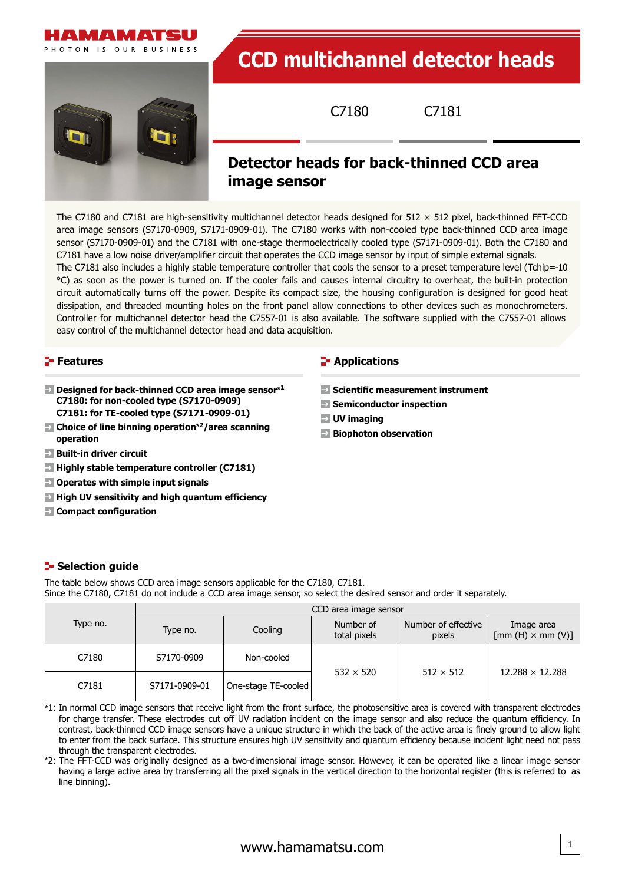HAMAMATSU

PHOTON IS OUR BUSINESS

# CCD multichannel detector heads

C7180 C7181

## Detector heads for back-thinned CCD area image sensor

The C7180 and C7181 are high-sensitivity multichannel detector heads designed for 512 × 512 pixel, back-thinned FFT-CCD area image sensors (S7170-0909, S7171-0909-01). The C7180 works with non-cooled type back-thinned CCD area image sensor (S7170-0909-01) and the C7181 with one-stage thermoelectrically cooled type (S7171-0909-01). Both the C7180 and C7181 have a low noise driver/amplifier circuit that operates the CCD image sensor by input of simple external signals.

The C7181 also includes a highly stable temperature controller that cools the sensor to a preset temperature level (Tchip=-10 °C) as soon as the power is turned on. If the cooler fails and causes internal circuitry to overheat, the built-in protection circuit automatically turns off the power. Despite its compact size, the housing configuration is designed for good heat dissipation, and threaded mounting holes on the front panel allow connections to other devices such as monochrometers. Controller for multichannel detector head the C7557-01 is also available. The software supplied with the C7557-01 allows easy control of the multichannel detector head and data acquisition.

### Features

- **Designed for back-thinned CCD area image sensor*1**
  **C7180: for non-cooled type (S7170-0909)**
  **C7181: for TE-cooled type (S7171-0909-01)**
- **Choice of line binning operation*2/area scanning operation**
- **Built-in driver circuit**
- **Highly stable temperature controller (C7181)**
- **Operates with simple input signals**
- **High UV sensitivity and high quantum efficiency**
- **Compact configuration**

### Applications

- **Scientific measurement instrument**
- **Semiconductor inspection**
- **UV imaging**
- **Biophoton observation**

### Selection guide

The table below shows CCD area image sensors applicable for the C7180, C7181.
Since the C7180, C7181 do not include a CCD area image sensor, so select the desired sensor and order it separately.

| Type no. | CCD area image sensor | | | | |
|---|---|---|---|---|---|
| | Type no. | Cooling | Number of total pixels | Number of effective pixels | Image area [mm (H) × mm (V)] |
| C7180 | S7170-0909 | Non-cooled | 532 × 520 | 512 × 512 | 12.288 × 12.288 |
| C7181 | S7171-0909-01 | One-stage TE-cooled | 532 × 520 | 512 × 512 | 12.288 × 12.288 |

*1: In normal CCD image sensors that receive light from the front surface, the photosensitive area is covered with transparent electrodes for charge transfer. These electrodes cut off UV radiation incident on the image sensor and also reduce the quantum efficiency. In contrast, back-thinned CCD image sensors have a unique structure in which the back of the active area is finely ground to allow light to enter from the back surface. This structure ensures high UV sensitivity and quantum efficiency because incident light need not pass through the transparent electrodes.

*2: The FFT-CCD was originally designed as a two-dimensional image sensor. However, it can be operated like a linear image sensor having a large active area by transferring all the pixel signals in the vertical direction to the horizontal register (this is referred to as line binning).

www.hamamatsu.com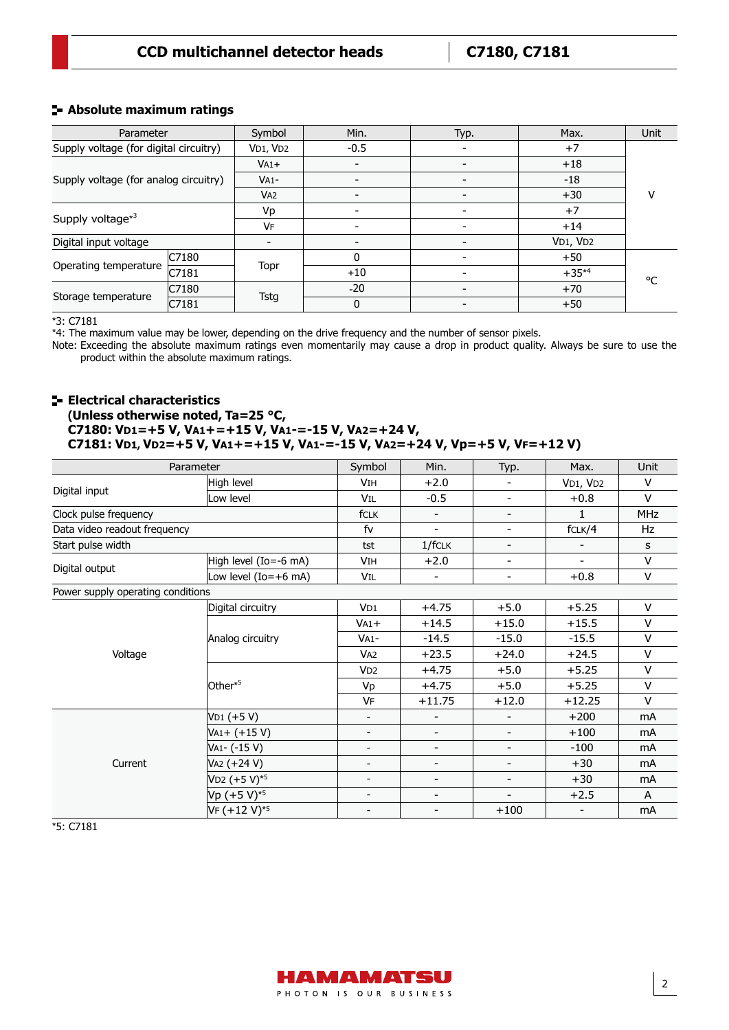## Absolute maximum ratings

| Parameter | | Symbol | Min. | Typ. | Max. | Unit |
|---|---|---|---|---|---|---|
| Supply voltage (for digital circuitry) | | $V_{D1}$, $V_{D2}$ | -0.5 | - | +7 | V |
| Supply voltage (for analog circuitry) | | $V_{A1+}$ | - | - | +18 | V |
| | | $V_{A1-}$ | - | - | -18 | V |
| | | $V_{A2}$ | - | - | +30 | V |
| Supply voltage*3 | | Vp | - | - | +7 | V |
| | | $V_F$ | - | - | +14 | V |
| Digital input voltage | | - | - | - | $V_{D1}$, $V_{D2}$ | V |
| Operating temperature | C7180 | Topr | 0 | - | +50 | °C |
| | C7181 | | +10 | - | +35*4 | °C |
| Storage temperature | C7180 | Tstg | -20 | - | +70 | °C |
| | C7181 | | 0 | - | +50 | °C |

*3: C7181

*4: The maximum value may be lower, depending on the drive frequency and the number of sensor pixels.

Note: Exceeding the absolute maximum ratings even momentarily may cause a drop in product quality. Always be sure to use the product within the absolute maximum ratings.

## Electrical characteristics

**(Unless otherwise noted, Ta=25 °C,**
**C7180: $V_{D1}$=+5 V, $V_{A1+}$=+15 V, $V_{A1-}$=-15 V, $V_{A2}$=+24 V,**
**C7181: $V_{D1}$, $V_{D2}$=+5 V, $V_{A1+}$=+15 V, $V_{A1-}$=-15 V, $V_{A2}$=+24 V, Vp=+5 V, $V_F$=+12 V)**

| Parameter | | Symbol | Min. | Typ. | Max. | Unit |
|---|---|---|---|---|---|---|
| Digital input | High level | $V_{IH}$ | +2.0 | - | $V_{D1}$, $V_{D2}$ | V |
| | Low level | $V_{IL}$ | -0.5 | - | +0.8 | V |
| Clock pulse frequency | | $f_{CLK}$ | - | - | 1 | MHz |
| Data video readout frequency | | fv | - | - | $f_{CLK}/4$ | Hz |
| Start pulse width | | tst | $1/f_{CLK}$ | - | - | s |
| Digital output | High level (Io=-6 mA) | $V_{IH}$ | +2.0 | - | - | V |
| | Low level (Io=+6 mA) | $V_{IL}$ | - | - | +0.8 | V |
| Power supply operating conditions | | | | | | |
| Voltage | Digital circuitry | $V_{D1}$ | +4.75 | +5.0 | +5.25 | V |
| | Analog circuitry | $V_{A1+}$ | +14.5 | +15.0 | +15.5 | V |
| | | $V_{A1-}$ | -14.5 | -15.0 | -15.5 | V |
| | | $V_{A2}$ | +23.5 | +24.0 | +24.5 | V |
| | Other*5 | $V_{D2}$ | +4.75 | +5.0 | +5.25 | V |
| | | Vp | +4.75 | +5.0 | +5.25 | V |
| | | $V_F$ | +11.75 | +12.0 | +12.25 | V |
| Current | $V_{D1}$ (+5 V) | - | - | - | +200 | mA |
| | $V_{A1+}$ (+15 V) | - | - | - | +100 | mA |
| | $V_{A1-}$ (-15 V) | - | - | - | -100 | mA |
| | $V_{A2}$ (+24 V) | - | - | - | +30 | mA |
| | $V_{D2}$ (+5 V)*5 | - | - | - | +30 | mA |
| | Vp (+5 V)*5 | - | - | - | +2.5 | A |
| | $V_F$ (+12 V)*5 | - | - | +100 | - | mA |

*5: C7181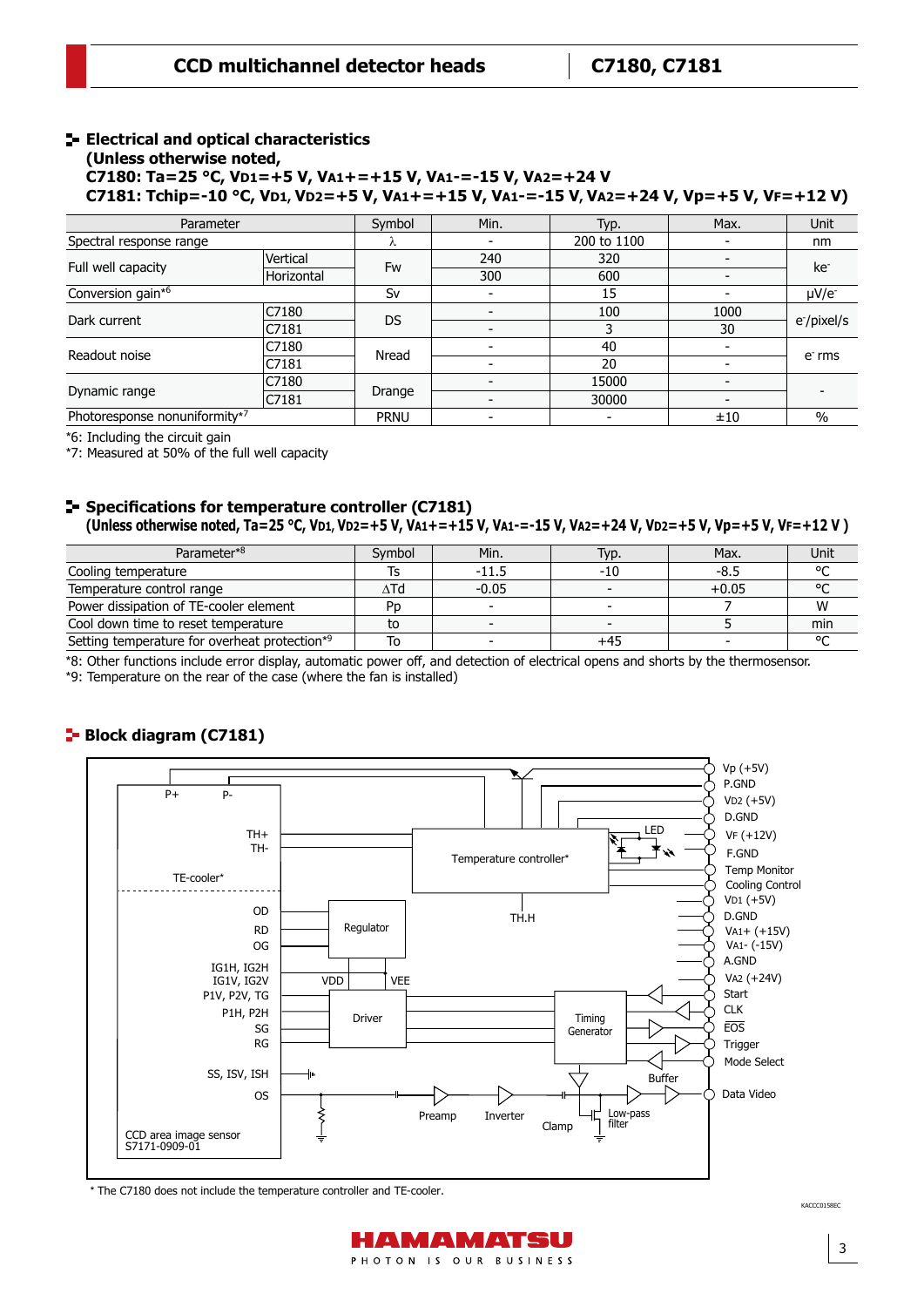## Electrical and optical characteristics

**(Unless otherwise noted,**
**C7180: Ta=25 °C, $V_{D1}$=+5 V, $V_{A1+}$=+15 V, $V_{A1-}$=-15 V, $V_{A2}$=+24 V**
**C7181: Tchip=-10 °C, $V_{D1}$, $V_{D2}$=+5 V, $V_{A1+}$=+15 V, $V_{A1-}$=-15 V, $V_{A2}$=+24 V, Vp=+5 V, $V_F$=+12 V)**

| Parameter | | Symbol | Min. | Typ. | Max. | Unit |
|---|---|---|---|---|---|---|
| Spectral response range | | λ | - | 200 to 1100 | - | nm |
| Full well capacity | Vertical | Fw | 240 | 320 | - | ke⁻ |
| | Horizontal | | 300 | 600 | - | |
| Conversion gain*6 | | Sv | - | 15 | - | μV/e⁻ |
| Dark current | C7180 | DS | - | 100 | 1000 | e⁻/pixel/s |
| | C7181 | | - | 3 | 30 | |
| Readout noise | C7180 | Nread | - | 40 | - | e⁻ rms |
| | C7181 | | - | 20 | - | |
| Dynamic range | C7180 | Drange | - | 15000 | - | - |
| | C7181 | | - | 30000 | - | |
| Photoresponse nonuniformity*7 | | PRNU | - | - | ±10 | % |

*6: Including the circuit gain
*7: Measured at 50% of the full well capacity

## Specifications for temperature controller (C7181)

**(Unless otherwise noted, Ta=25 °C, $V_{D1}$, $V_{D2}$=+5 V, $V_{A1+}$=+15 V, $V_{A1-}$=-15 V, $V_{A2}$=+24 V, $V_{D2}$=+5 V, Vp=+5 V, $V_F$=+12 V )**

| Parameter*8 | Symbol | Min. | Typ. | Max. | Unit |
|---|---|---|---|---|---|
| Cooling temperature | Ts | -11.5 | -10 | -8.5 | °C |
| Temperature control range | ΔTd | -0.05 | - | +0.05 | °C |
| Power dissipation of TE-cooler element | Pp | - | - | 7 | W |
| Cool down time to reset temperature | to | - | - | 5 | min |
| Setting temperature for overheat protection*9 | To | - | +45 | - | °C |

*8: Other functions include error display, automatic power off, and detection of electrical opens and shorts by the thermosensor.
*9: Temperature on the rear of the case (where the fan is installed)

## Block diagram (C7181)

CCD area image sensor S7171-0909-01: P+, P-, TH+, TH-, TE-cooler*, OD, RD, OG, IG1H, IG2H, IG1V, IG2V, P1V, P2V, TG, P1H, P2H, SG, RG, SS, ISV, ISH, OS

Blocks: Temperature controller*, TH.H, LED, Regulator, VDD, VEE, Driver, Timing Generator, Preamp, Inverter, Clamp, Low-pass filter, Buffer

Terminals: Vp (+5V), P.GND, $V_{D2}$ (+5V), D.GND, $V_F$ (+12V), F.GND, Temp Monitor, Cooling Control, $V_{D1}$ (+5V), D.GND, $V_{A1+}$ (+15V), $V_{A1-}$ (-15V), A.GND, $V_{A2}$ (+24V), Start, CLK, $\overline{EOS}$, Trigger, Mode Select, Data Video

\* The C7180 does not include the temperature controller and TE-cooler.

KACCC0158EC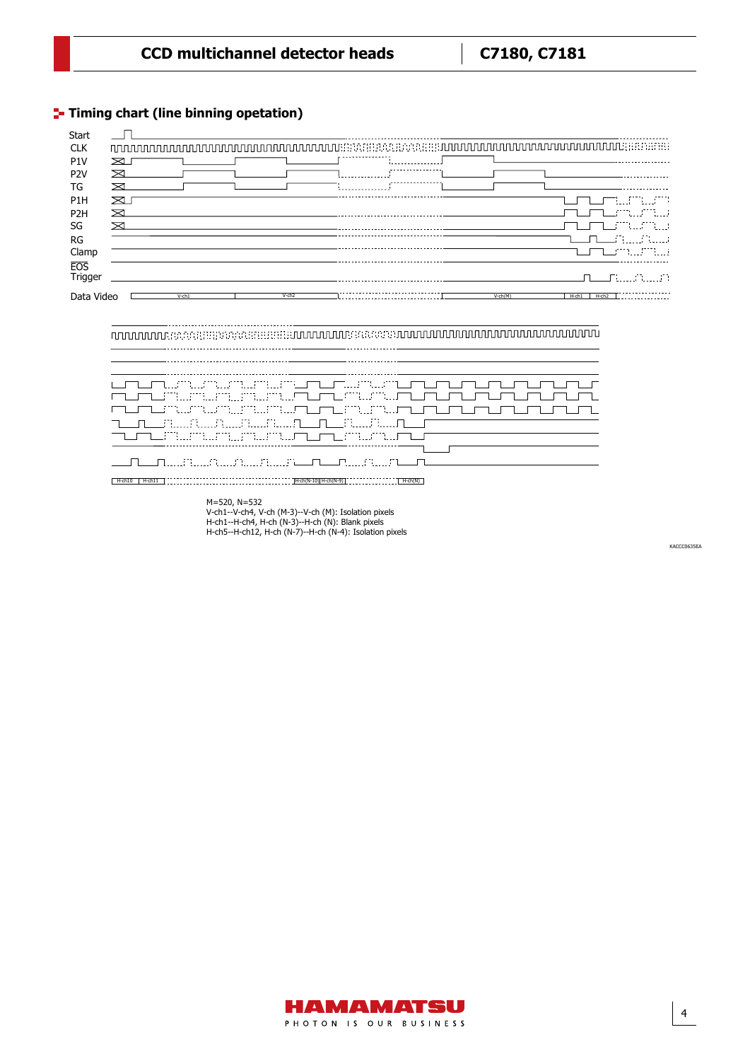## Timing chart (line binning opetation)

Start
CLK
P1V
P2V
TG
P1H
P2H
SG
RG
Clamp
EOS
Trigger

Data Video

V-ch1 V-ch2 V-ch(M) H-ch1 H-ch2

H-ch10 H-ch11 H-ch(N-10) H-ch(N-9) H-ch(N)

M=520, N=532
V-ch1--V-ch4, V-ch (M-3)--V-ch (M): Isolation pixels
H-ch1--H-ch4, H-ch (N-3)--H-ch (N): Blank pixels
H-ch5--H-ch12, H-ch (N-7)--H-ch (N-4): Isolation pixels

KACCC0635EA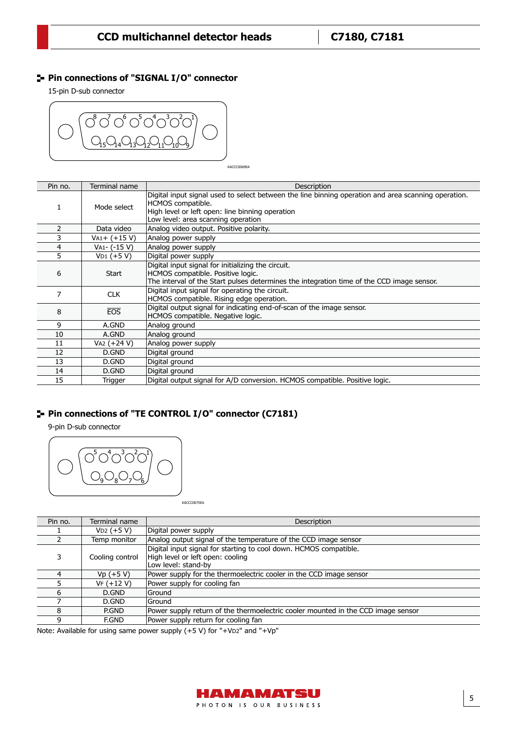## Pin connections of "SIGNAL I/O" connector

15-pin D-sub connector

KACCC0069EA

| Pin no. | Terminal name | Description |
|---|---|---|
| 1 | Mode select | Digital input signal used to select between the line binning operation and area scanning operation.<br>HCMOS compatible.<br>High level or left open: line binning operation<br>Low level: area scanning operation |
| 2 | Data video | Analog video output. Positive polarity. |
| 3 | $V_{A1}$+ (+15 V) | Analog power supply |
| 4 | $V_{A1}$- (-15 V) | Analog power supply |
| 5 | $V_{D1}$ (+5 V) | Digital power supply |
| 6 | Start | Digital input signal for initializing the circuit.<br>HCMOS compatible. Positive logic.<br>The interval of the Start pulses determines the integration time of the CCD image sensor. |
| 7 | CLK | Digital input signal for operating the circuit.<br>HCMOS compatible. Rising edge operation. |
| 8 | $\overline{\text{EOS}}$ | Digital output signal for indicating end-of-scan of the image sensor.<br>HCMOS compatible. Negative logic. |
| 9 | A.GND | Analog ground |
| 10 | A.GND | Analog ground |
| 11 | $V_{A2}$ (+24 V) | Analog power supply |
| 12 | D.GND | Digital ground |
| 13 | D.GND | Digital ground |
| 14 | D.GND | Digital ground |
| 15 | Trigger | Digital output signal for A/D conversion. HCMOS compatible. Positive logic. |

## Pin connections of "TE CONTROL I/O" connector (C7181)

9-pin D-sub connector

KACCC0075EA

| Pin no. | Terminal name | Description |
|---|---|---|
| 1 | $V_{D2}$ (+5 V) | Digital power supply |
| 2 | Temp monitor | Analog output signal of the temperature of the CCD image sensor |
| 3 | Cooling control | Digital input signal for starting to cool down. HCMOS compatible.<br>High level or left open: cooling<br>Low level: stand-by |
| 4 | Vp (+5 V) | Power supply for the thermoelectric cooler in the CCD image sensor |
| 5 | $V_F$ (+12 V) | Power supply for cooling fan |
| 6 | D.GND | Ground |
| 7 | D.GND | Ground |
| 8 | P.GND | Power supply return of the thermoelectric cooler mounted in the CCD image sensor |
| 9 | F.GND | Power supply return for cooling fan |

Note: Available for using same power supply (+5 V) for "+$V_{D2}$" and "+Vp"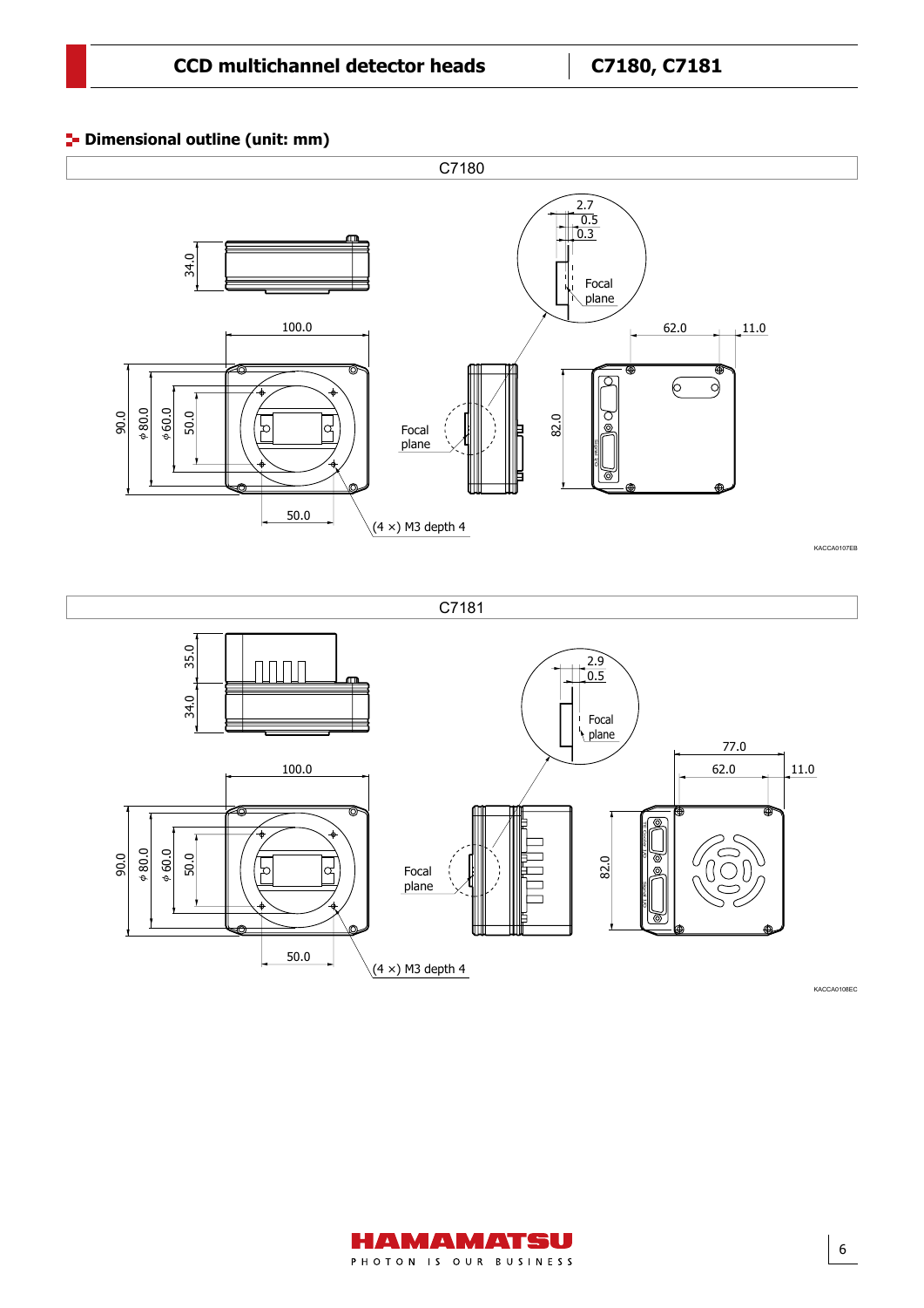## Dimensional outline (unit: mm)

### C7180

2.7

0.5

0.3

Focal plane

34.0

100.0

62.0

11.0

90.0

ϕ80.0

ϕ60.0

50.0

Focal plane

82.0

50.0

(4 ×) M3 depth 4

KACCA0107EB

### C7181

35.0

34.0

2.9

0.5

Focal plane

77.0

100.0

62.0

11.0

90.0

ϕ80.0

ϕ60.0

50.0

Focal plane

82.0

50.0

(4 ×) M3 depth 4

KACCA0108EC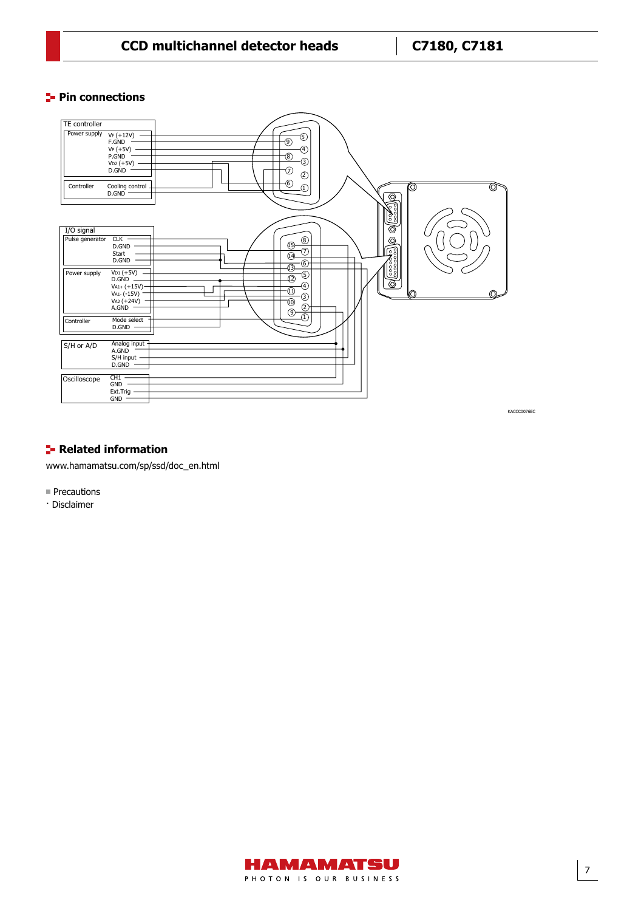## Pin connections

## Related information

www.hamamatsu.com/sp/ssd/doc_en.html

- Precautions
- · Disclaimer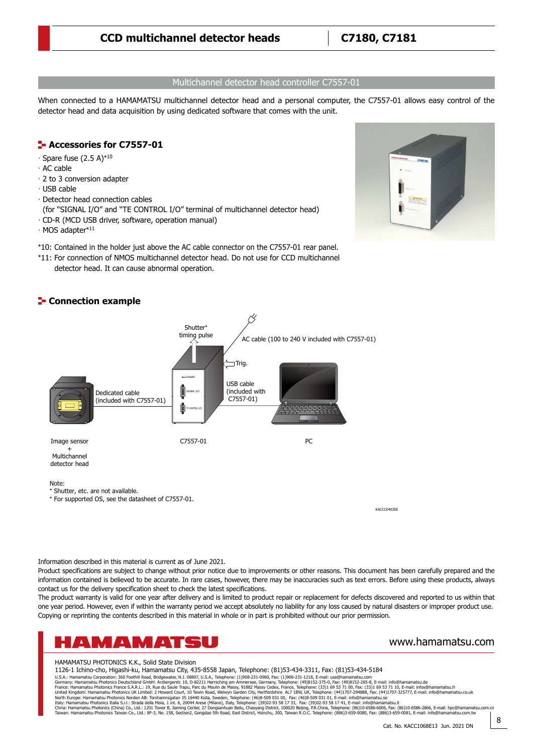## Multichannel detector head controller C7557-01

When connected to a HAMAMATSU multichannel detector head and a personal computer, the C7557-01 allows easy control of the detector head and data acquisition by using dedicated software that comes with the unit.

### Accessories for C7557-01

- Spare fuse (2.5 A)*10
- AC cable
- 2 to 3 conversion adapter
- USB cable
- Detector head connection cables
  (for "SIGNAL I/O" and "TE CONTROL I/O" terminal of multichannel detector head)
- CD-R (MCD USB driver, software, operation manual)
- MOS adapter*11

*10: Contained in the holder just above the AC cable connector on the C7557-01 rear panel.
*11: For connection of NMOS multichannel detector head. Do not use for CCD multichannel detector head. It can cause abnormal operation.

### Connection example

Shutter* timing pulse

AC cable (100 to 240 V included with C7557-01)

Trig.

USB cable (included with C7557-01)

Dedicated cable (included with C7557-01)

POWER

SIGNAL I/O

TE CONTROL I/O

Image sensor + Multichannel detector head

C7557-01

PC

Note:
* Shutter, etc. are not available.
* For supported OS, see the datasheet of C7557-01.

KACCC0402EE

Information described in this material is current as of June 2021.

Product specifications are subject to change without prior notice due to improvements or other reasons. This document has been carefully prepared and the information contained is believed to be accurate. In rare cases, however, there may be inaccuracies such as text errors. Before using these products, always contact us for the delivery specification sheet to check the latest specifications.

The product warranty is valid for one year after delivery and is limited to product repair or replacement for defects discovered and reported to us within that one year period. However, even if within the warranty period we accept absolutely no liability for any loss caused by natural disasters or improper product use.
Copying or reprinting the contents described in this material in whole or in part is prohibited without our prior permission.

HAMAMATSU

www.hamamatsu.com

HAMAMATSU PHOTONICS K.K., Solid State Division
1126-1 Ichino-cho, Higashi-ku, Hamamatsu City, 435-8558 Japan, Telephone: (81)53-434-3311, Fax: (81)53-434-5184
U.S.A.: Hamamatsu Corporation: 360 Foothill Road, Bridgewater, N.J. 08807, U.S.A., Telephone: (1)908-231-0960, Fax: (1)908-231-1218, E-mail: usa@hamamatsu.com
Germany: Hamamatsu Photonics Deutschland GmbH: Arzbergerstr. 10, D-82211 Herrsching am Ammersee, Germany, Telephone: (49)8152-375-0, Fax: (49)8152-265-8, E-mail: info@hamamatsu.de
France: Hamamatsu Photonics France S.A.R.L.: 19, Rue du Saule Trapu, Parc du Moulin de Massy, 91882 Massy Cedex, France, Telephone: (33)1 69 53 71 00, Fax: (33)1 69 53 71 10, E-mail: infos@hamamatsu.fr
United Kingdom: Hamamatsu Photonics UK Limited: 2 Howard Court, 10 Tewin Road, Welwyn Garden City, Hertfordshire AL7 1BW, UK, Telephone: (44)1707-294888, Fax: (44)1707-325777, E-mail: info@hamamatsu.co.uk
North Europe: Hamamatsu Photonics Norden AB: Torshamnsgatan 35 16440 Kista, Sweden, Telephone: (46)8-509 031 00, Fax: (46)8-509 031 01, E-mail: info@hamamatsu.se
Italy: Hamamatsu Photonics Italia S.r.l.: Strada della Moia, 1 int. 6, 20044 Arese (Milano), Italy, Telephone: (39)02-93 58 17 33, Fax: (39)02-93 58 17 41, E-mail: info@hamamatsu.it
China: Hamamatsu Photonics (China) Co., Ltd.: 1201 Tower B, Jiaming Center, 27 Dongsanhuan Beilu, Chaoyang District, 100020 Beijing, P.R.China, Telephone: (86)10-6586-6006, Fax: (86)10-6586-2866, E-mail: hpc@hamamatsu.com.cn
Taiwan: Hamamatsu Photonics Taiwan Co., Ltd.: 8F-3, No. 158, Section2, Gongdao 5th Road, East District, Hsinchu, 300, Taiwan R.O.C. Telephone: (886)3-659-0080, Fax: (886)3-659-0081, E-mail: info@hamamatsu.com.tw

Cat. No. KACC1068E13 Jun. 2021 DN